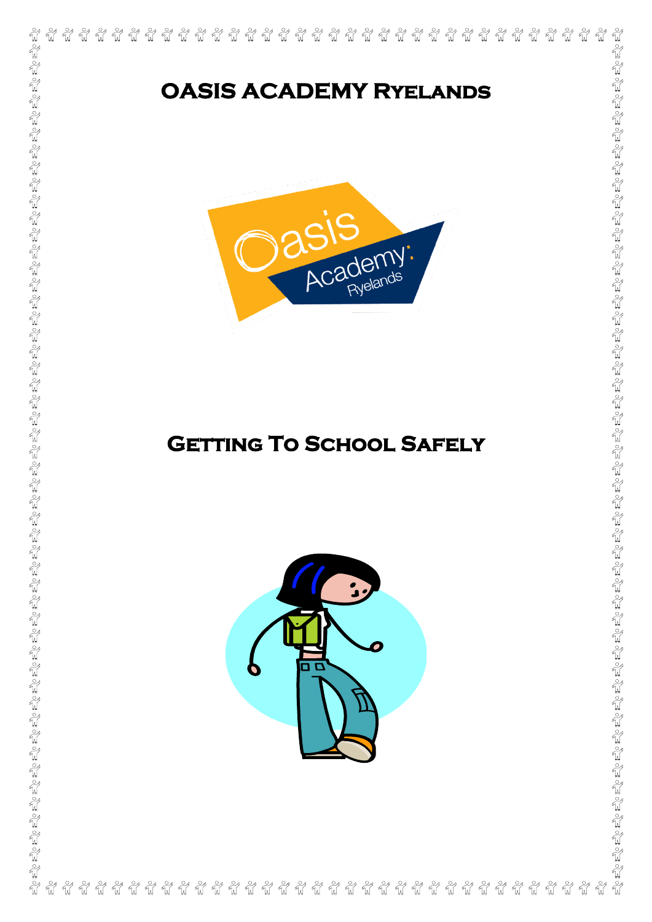# OASIS ACADEMY Ryelands

# Getting To School Safely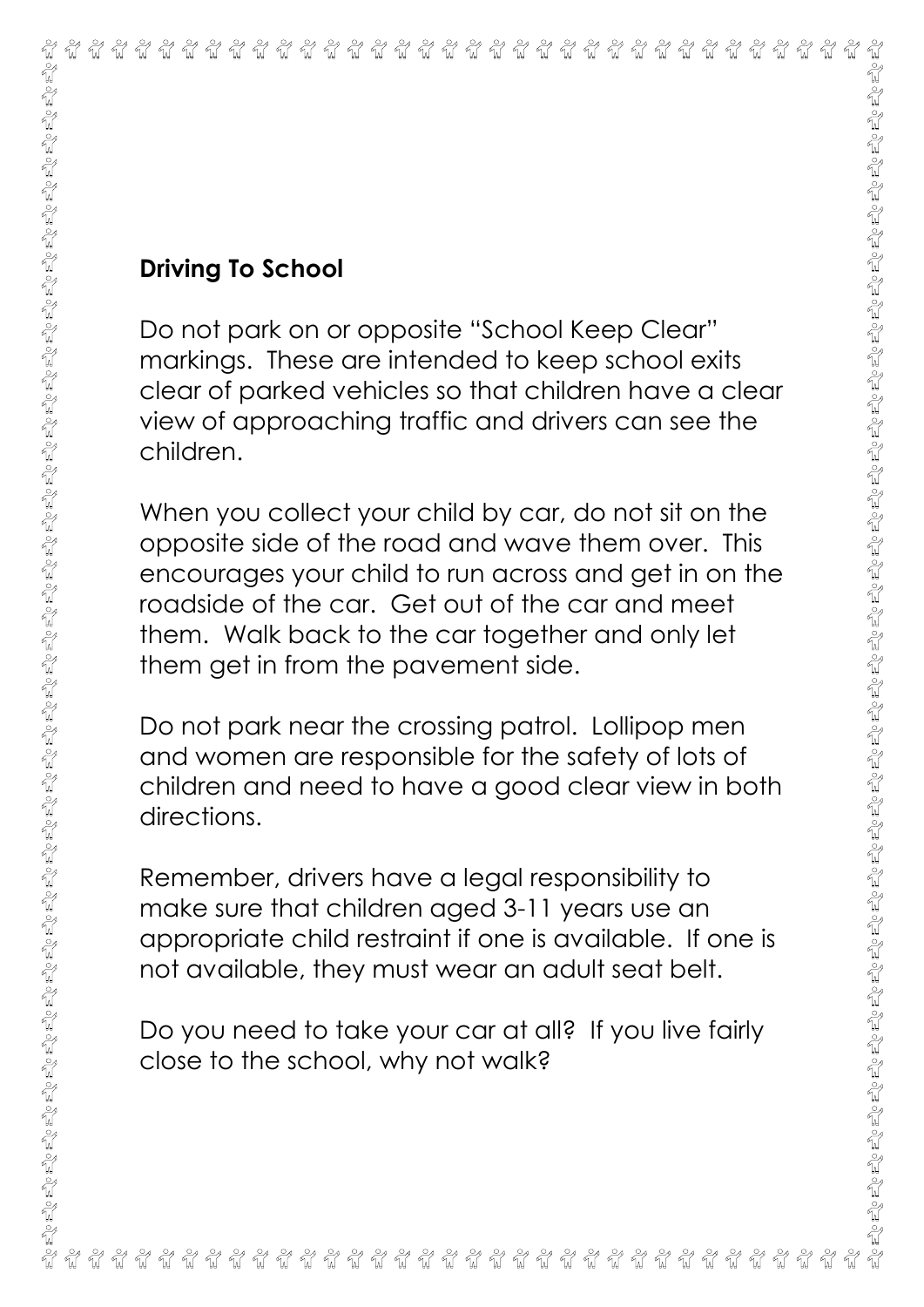**Driving To School**

Do not park on or opposite "School Keep Clear" markings. These are intended to keep school exits clear of parked vehicles so that children have a clear view of approaching traffic and drivers can see the children.

When you collect your child by car, do not sit on the opposite side of the road and wave them over. This encourages your child to run across and get in on the roadside of the car. Get out of the car and meet them. Walk back to the car together and only let them get in from the pavement side.

Do not park near the crossing patrol. Lollipop men and women are responsible for the safety of lots of children and need to have a good clear view in both directions.

Remember, drivers have a legal responsibility to make sure that children aged 3-11 years use an appropriate child restraint if one is available. If one is not available, they must wear an adult seat belt.

Do you need to take your car at all? If you live fairly close to the school, why not walk?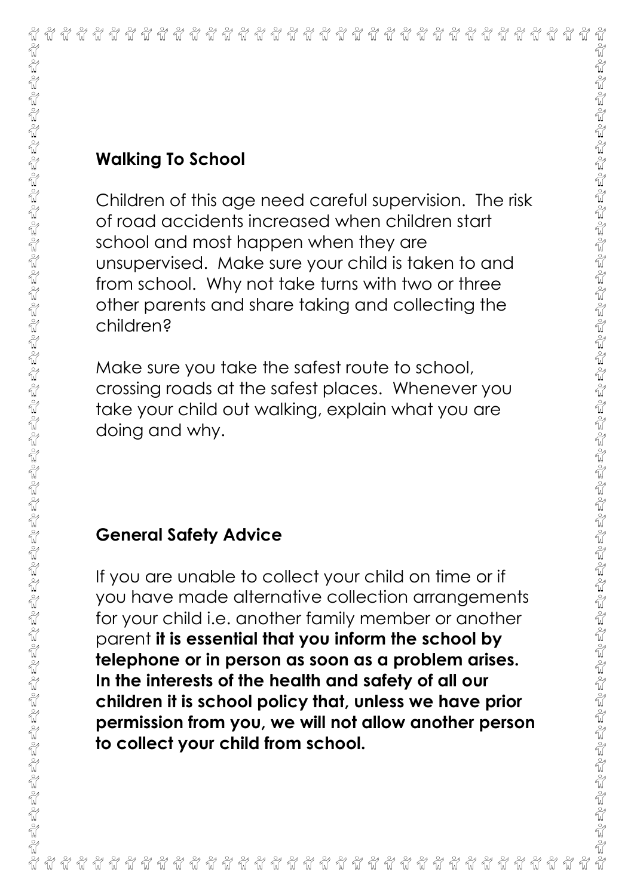## Walking To School

Children of this age need careful supervision. The risk of road accidents increased when children start school and most happen when they are unsupervised. Make sure your child is taken to and from school. Why not take turns with two or three other parents and share taking and collecting the children?

Make sure you take the safest route to school, crossing roads at the safest places. Whenever you take your child out walking, explain what you are doing and why.

## General Safety Advice

If you are unable to collect your child on time or if you have made alternative collection arrangements for your child i.e. another family member or another parent **it is essential that you inform the school by telephone or in person as soon as a problem arises. In the interests of the health and safety of all our children it is school policy that, unless we have prior permission from you, we will not allow another person to collect your child from school.**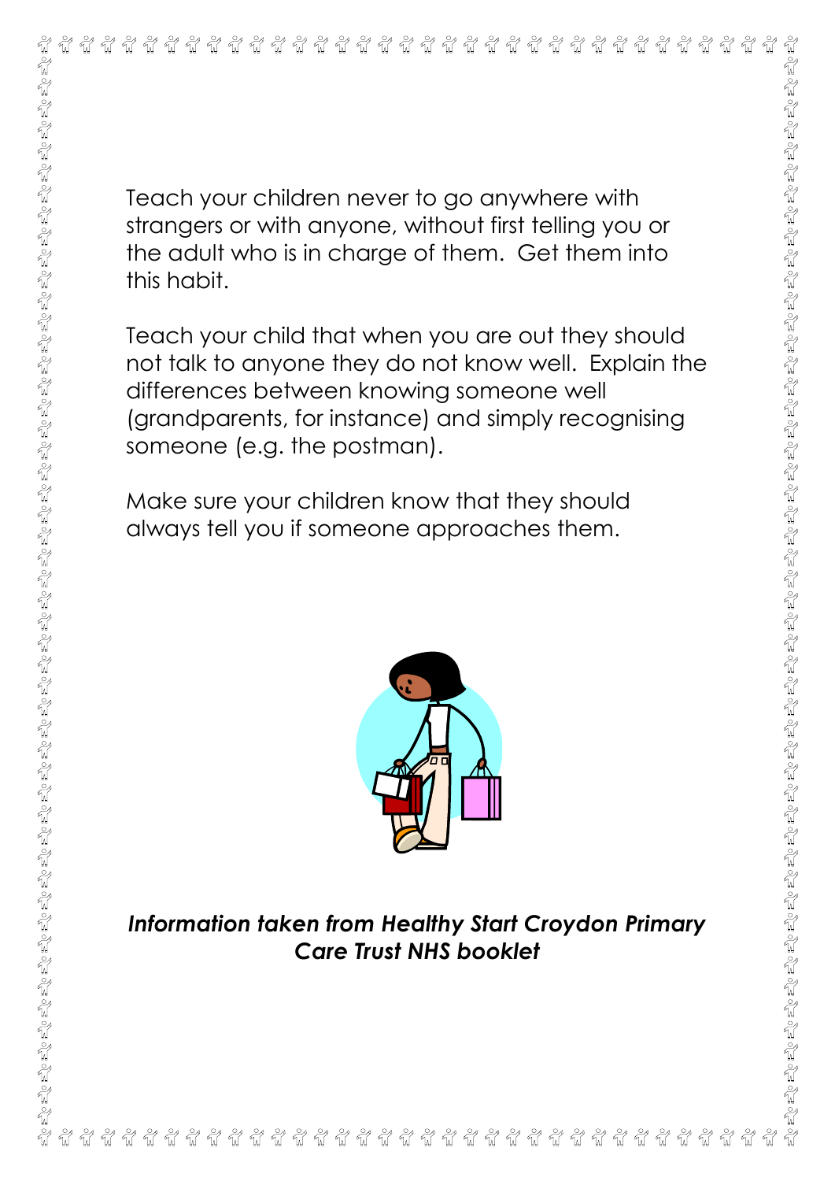Teach your children never to go anywhere with strangers or with anyone, without first telling you or the adult who is in charge of them. Get them into this habit.

Teach your child that when you are out they should not talk to anyone they do not know well. Explain the differences between knowing someone well (grandparents, for instance) and simply recognising someone (e.g. the postman).

Make sure your children know that they should always tell you if someone approaches them.

***Information taken from Healthy Start Croydon Primary Care Trust NHS booklet***